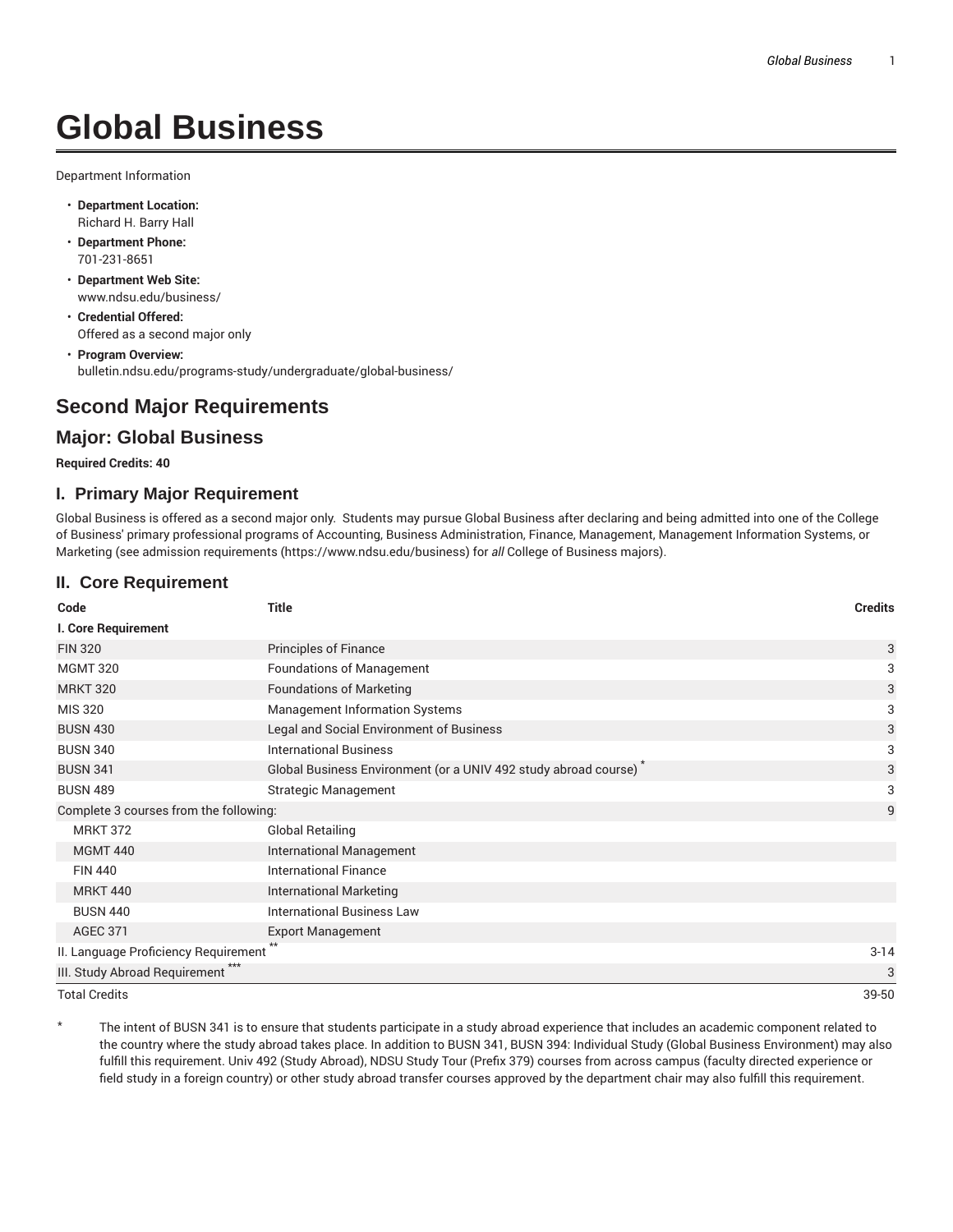# Global Business

Department Information

- **Department Location:**
  Richard H. Barry Hall
- **Department Phone:**
  701-231-8651
- **Department Web Site:**
  www.ndsu.edu/business/
- **Credential Offered:**
  Offered as a second major only
- **Program Overview:**
  bulletin.ndsu.edu/programs-study/undergraduate/global-business/

## Second Major Requirements

## Major: Global Business

**Required Credits: 40**

### I. Primary Major Requirement

Global Business is offered as a second major only. Students may pursue Global Business after declaring and being admitted into one of the College of Business' primary professional programs of Accounting, Business Administration, Finance, Management, Management Information Systems, or Marketing (see admission requirements (https://www.ndsu.edu/business) for *all* College of Business majors).

### II. Core Requirement

| Code | Title | Credits |
|---|---|---|
| **I. Core Requirement** | | |
| FIN 320 | Principles of Finance | 3 |
| MGMT 320 | Foundations of Management | 3 |
| MRKT 320 | Foundations of Marketing | 3 |
| MIS 320 | Management Information Systems | 3 |
| BUSN 430 | Legal and Social Environment of Business | 3 |
| BUSN 340 | International Business | 3 |
| BUSN 341 | Global Business Environment (or a UNIV 492 study abroad course) * | 3 |
| BUSN 489 | Strategic Management | 3 |
| Complete 3 courses from the following: | | 9 |
| MRKT 372 | Global Retailing | |
| MGMT 440 | International Management | |
| FIN 440 | International Finance | |
| MRKT 440 | International Marketing | |
| BUSN 440 | International Business Law | |
| AGEC 371 | Export Management | |
| II. Language Proficiency Requirement ** | | 3-14 |
| III. Study Abroad Requirement *** | | 3 |
| Total Credits | | 39-50 |

\* The intent of BUSN 341 is to ensure that students participate in a study abroad experience that includes an academic component related to the country where the study abroad takes place. In addition to BUSN 341, BUSN 394: Individual Study (Global Business Environment) may also fulfill this requirement. Univ 492 (Study Abroad), NDSU Study Tour (Prefix 379) courses from across campus (faculty directed experience or field study in a foreign country) or other study abroad transfer courses approved by the department chair may also fulfill this requirement.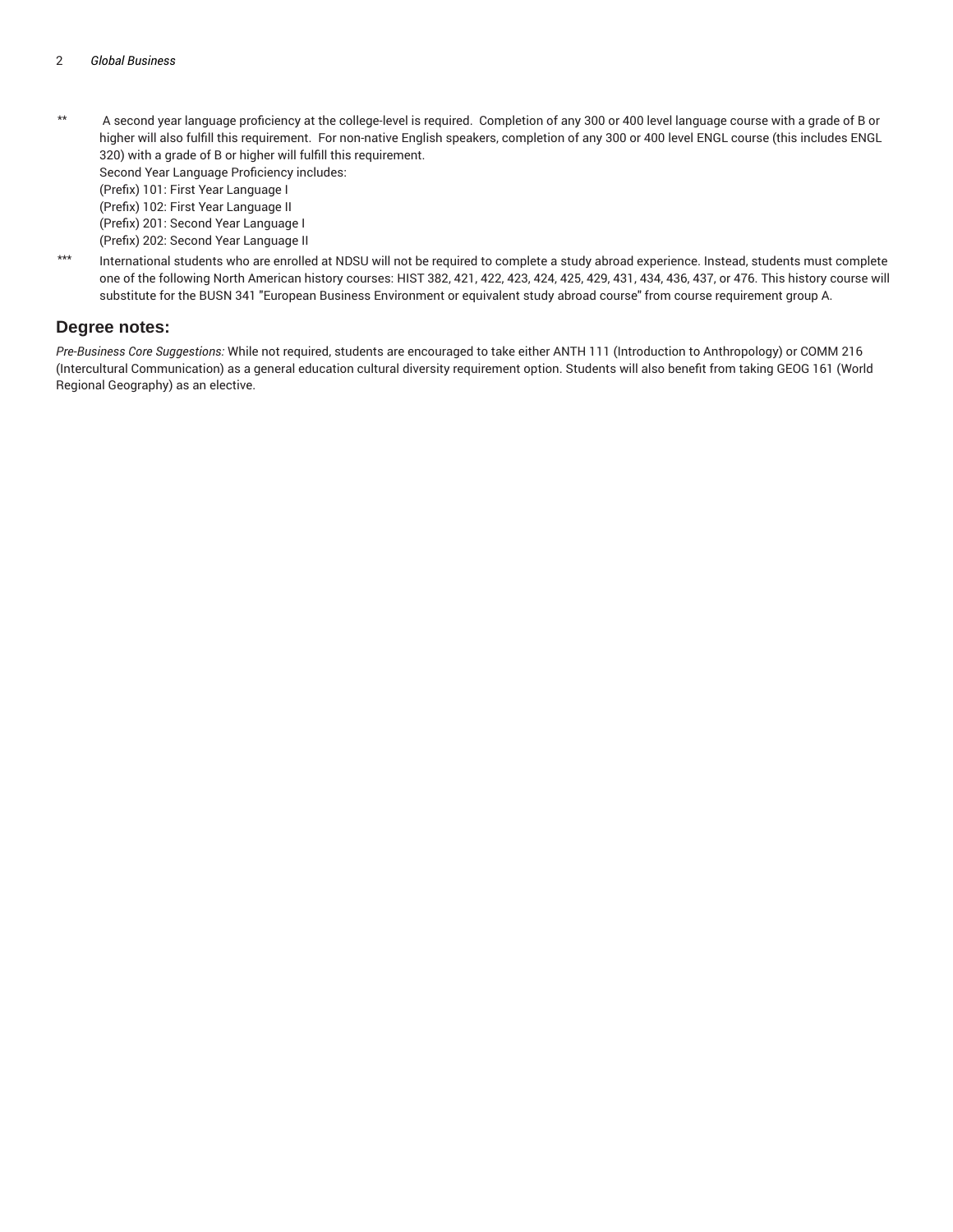** A second year language proficiency at the college-level is required. Completion of any 300 or 400 level language course with a grade of B or higher will also fulfill this requirement. For non-native English speakers, completion of any 300 or 400 level ENGL course (this includes ENGL 320) with a grade of B or higher will fulfill this requirement.
Second Year Language Proficiency includes:
(Prefix) 101: First Year Language I
(Prefix) 102: First Year Language II
(Prefix) 201: Second Year Language I
(Prefix) 202: Second Year Language II

*** International students who are enrolled at NDSU will not be required to complete a study abroad experience. Instead, students must complete one of the following North American history courses: HIST 382, 421, 422, 423, 424, 425, 429, 431, 434, 436, 437, or 476. This history course will substitute for the BUSN 341 "European Business Environment or equivalent study abroad course" from course requirement group A.

## Degree notes:

*Pre-Business Core Suggestions:* While not required, students are encouraged to take either ANTH 111 (Introduction to Anthropology) or COMM 216 (Intercultural Communication) as a general education cultural diversity requirement option. Students will also benefit from taking GEOG 161 (World Regional Geography) as an elective.